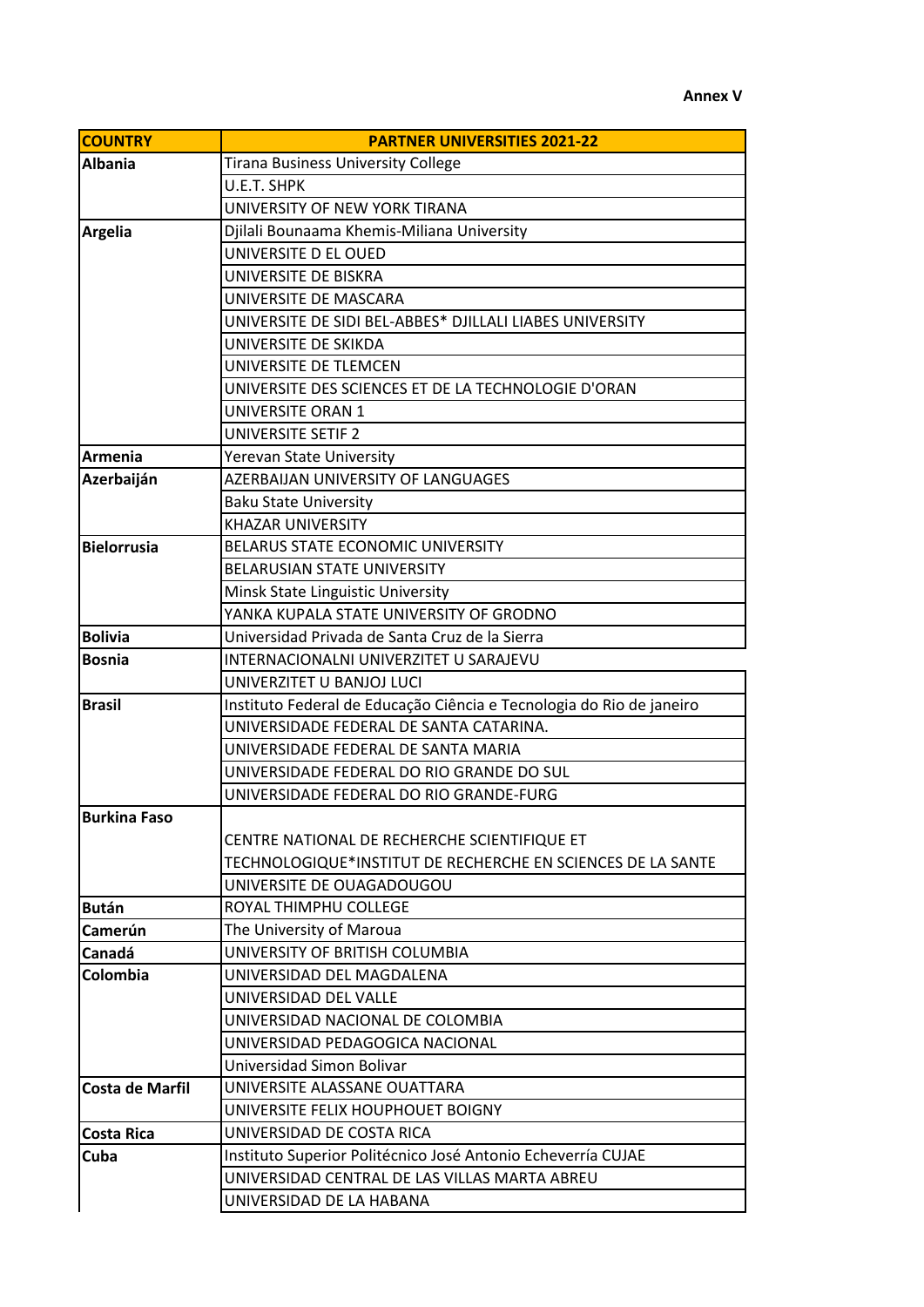**Annex V**

| COUNTRY | PARTNER UNIVERSITIES 2021-22 |
|---|---|
| **Albania** | Tirana Business University College |
| | U.E.T. SHPK |
| | UNIVERSITY OF NEW YORK TIRANA |
| **Argelia** | Djilali Bounaama Khemis-Miliana University |
| | UNIVERSITE D EL OUED |
| | UNIVERSITE DE BISKRA |
| | UNIVERSITE DE MASCARA |
| | UNIVERSITE DE SIDI BEL-ABBES* DJILLALI LIABES UNIVERSITY |
| | UNIVERSITE DE SKIKDA |
| | UNIVERSITE DE TLEMCEN |
| | UNIVERSITE DES SCIENCES ET DE LA TECHNOLOGIE D'ORAN |
| | UNIVERSITE ORAN 1 |
| | UNIVERSITE SETIF 2 |
| **Armenia** | Yerevan State University |
| **Azerbaiján** | AZERBAIJAN UNIVERSITY OF LANGUAGES |
| | Baku State University |
| | KHAZAR UNIVERSITY |
| **Bielorrusia** | BELARUS STATE ECONOMIC UNIVERSITY |
| | BELARUSIAN STATE UNIVERSITY |
| | Minsk State Linguistic University |
| | YANKA KUPALA STATE UNIVERSITY OF GRODNO |
| **Bolivia** | Universidad Privada de Santa Cruz de la Sierra |
| **Bosnia** | INTERNACIONALNI UNIVERZITET U SARAJEVU |
| | UNIVERZITET U BANJOJ LUCI |
| **Brasil** | Instituto Federal de Educação Ciência e Tecnologia do Rio de janeiro |
| | UNIVERSIDADE FEDERAL DE SANTA CATARINA. |
| | UNIVERSIDADE FEDERAL DE SANTA MARIA |
| | UNIVERSIDADE FEDERAL DO RIO GRANDE DO SUL |
| | UNIVERSIDADE FEDERAL DO RIO GRANDE-FURG |
| **Burkina Faso** | CENTRE NATIONAL DE RECHERCHE SCIENTIFIQUE ET TECHNOLOGIQUE*INSTITUT DE RECHERCHE EN SCIENCES DE LA SANTE |
| | UNIVERSITE DE OUAGADOUGOU |
| **Bután** | ROYAL THIMPHU COLLEGE |
| **Camerún** | The University of Maroua |
| **Canadá** | UNIVERSITY OF BRITISH COLUMBIA |
| **Colombia** | UNIVERSIDAD DEL MAGDALENA |
| | UNIVERSIDAD DEL VALLE |
| | UNIVERSIDAD NACIONAL DE COLOMBIA |
| | UNIVERSIDAD PEDAGOGICA NACIONAL |
| | Universidad Simon Bolivar |
| **Costa de Marfil** | UNIVERSITE ALASSANE OUATTARA |
| | UNIVERSITE FELIX HOUPHOUET BOIGNY |
| **Costa Rica** | UNIVERSIDAD DE COSTA RICA |
| **Cuba** | Instituto Superior Politécnico José Antonio Echeverría CUJAE |
| | UNIVERSIDAD CENTRAL DE LAS VILLAS MARTA ABREU |
| | UNIVERSIDAD DE LA HABANA |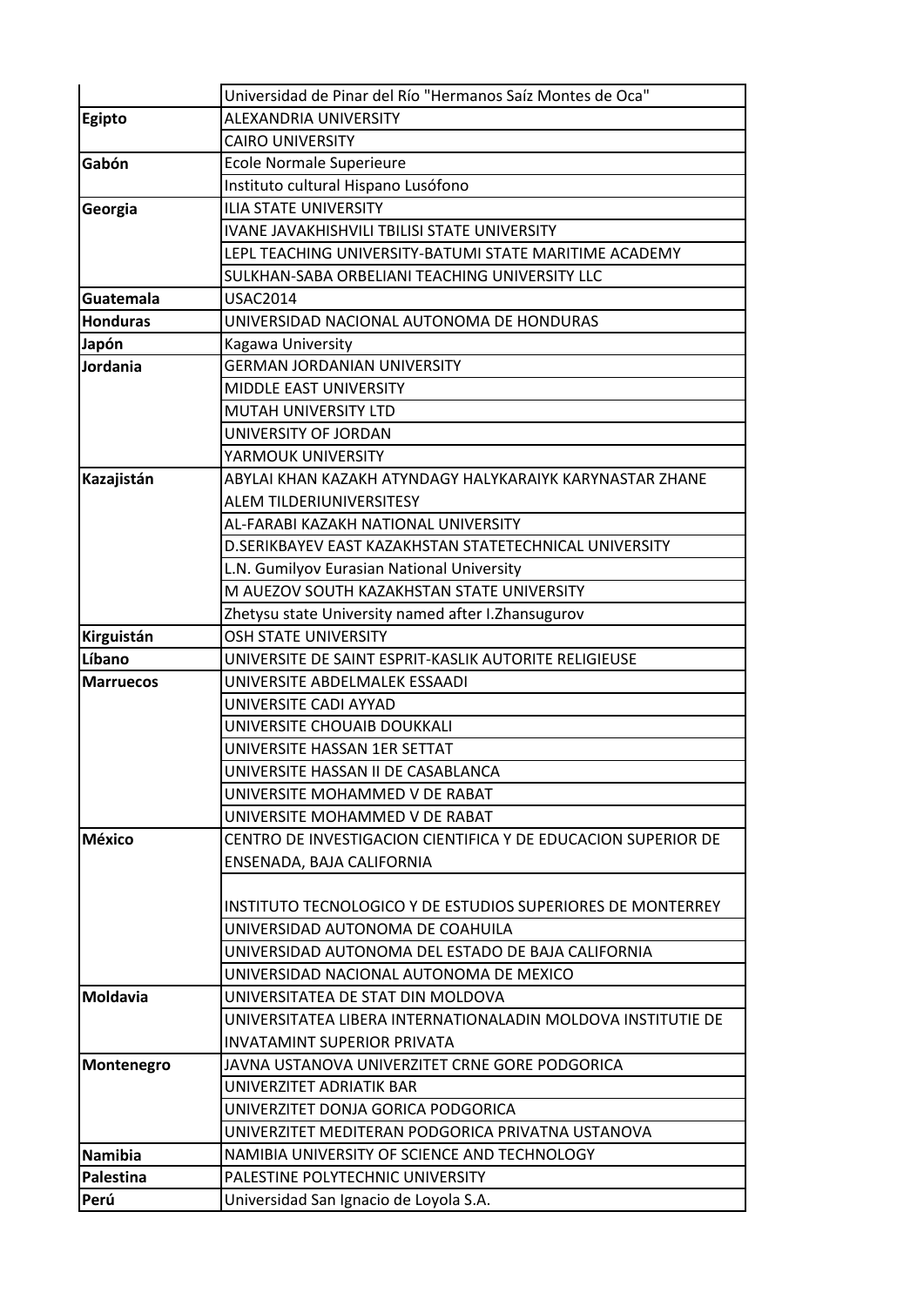| | |
|---|---|
| | Universidad de Pinar del Río "Hermanos Saíz Montes de Oca" |
| **Egipto** | ALEXANDRIA UNIVERSITY |
| | CAIRO UNIVERSITY |
| **Gabón** | Ecole Normale Superieure |
| | Instituto cultural Hispano Lusófono |
| **Georgia** | ILIA STATE UNIVERSITY |
| | IVANE JAVAKHISHVILI TBILISI STATE UNIVERSITY |
| | LEPL TEACHING UNIVERSITY-BATUMI STATE MARITIME ACADEMY |
| | SULKHAN-SABA ORBELIANI TEACHING UNIVERSITY LLC |
| **Guatemala** | USAC2014 |
| **Honduras** | UNIVERSIDAD NACIONAL AUTONOMA DE HONDURAS |
| **Japón** | Kagawa University |
| **Jordania** | GERMAN JORDANIAN UNIVERSITY |
| | MIDDLE EAST UNIVERSITY |
| | MUTAH UNIVERSITY LTD |
| | UNIVERSITY OF JORDAN |
| | YARMOUK UNIVERSITY |
| **Kazajistán** | ABYLAI KHAN KAZAKH ATYNDAGY HALYKARAIYK KARYNASTAR ZHANE ALEM TILDERIUNIVERSITESY |
| | AL-FARABI KAZAKH NATIONAL UNIVERSITY |
| | D.SERIKBAYEV EAST KAZAKHSTAN STATETECHNICAL UNIVERSITY |
| | L.N. Gumilyov Eurasian National University |
| | M AUEZOV SOUTH KAZAKHSTAN STATE UNIVERSITY |
| | Zhetysu state University named after I.Zhansugurov |
| **Kirguistán** | OSH STATE UNIVERSITY |
| **Líbano** | UNIVERSITE DE SAINT ESPRIT-KASLIK AUTORITE RELIGIEUSE |
| **Marruecos** | UNIVERSITE ABDELMALEK ESSAADI |
| | UNIVERSITE CADI AYYAD |
| | UNIVERSITE CHOUAIB DOUKKALI |
| | UNIVERSITE HASSAN 1ER SETTAT |
| | UNIVERSITE HASSAN II DE CASABLANCA |
| | UNIVERSITE MOHAMMED V DE RABAT |
| | UNIVERSITE MOHAMMED V DE RABAT |
| **México** | CENTRO DE INVESTIGACION CIENTIFICA Y DE EDUCACION SUPERIOR DE ENSENADA, BAJA CALIFORNIA |
| | INSTITUTO TECNOLOGICO Y DE ESTUDIOS SUPERIORES DE MONTERREY |
| | UNIVERSIDAD AUTONOMA DE COAHUILA |
| | UNIVERSIDAD AUTONOMA DEL ESTADO DE BAJA CALIFORNIA |
| | UNIVERSIDAD NACIONAL AUTONOMA DE MEXICO |
| **Moldavia** | UNIVERSITATEA DE STAT DIN MOLDOVA |
| | UNIVERSITATEA LIBERA INTERNATIONALADIN MOLDOVA INSTITUTIE DE INVATAMINT SUPERIOR PRIVATA |
| **Montenegro** | JAVNA USTANOVA UNIVERZITET CRNE GORE PODGORICA |
| | UNIVERZITET ADRIATIK BAR |
| | UNIVERZITET DONJA GORICA PODGORICA |
| | UNIVERZITET MEDITERAN PODGORICA PRIVATNA USTANOVA |
| **Namibia** | NAMIBIA UNIVERSITY OF SCIENCE AND TECHNOLOGY |
| **Palestina** | PALESTINE POLYTECHNIC UNIVERSITY |
| **Perú** | Universidad San Ignacio de Loyola S.A. |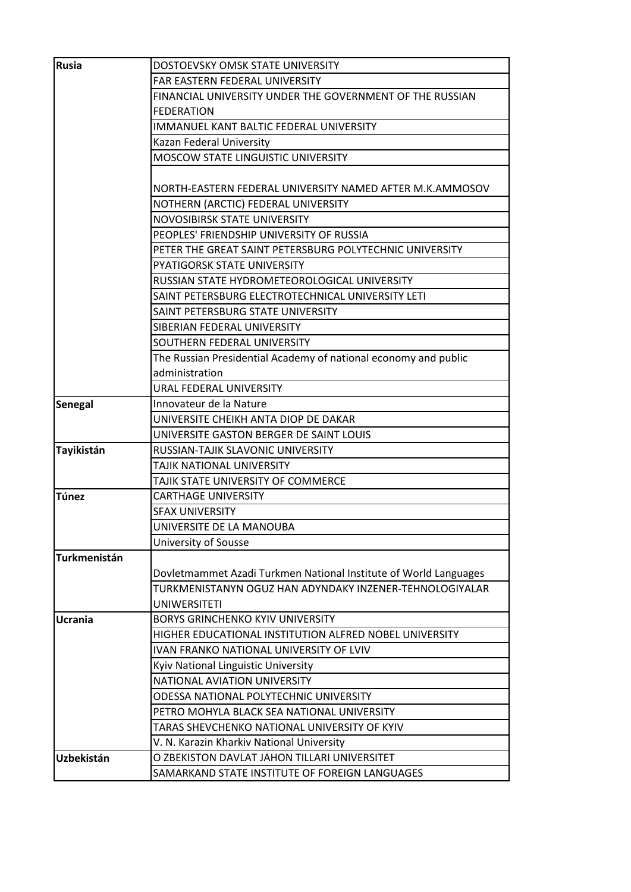| | |
|---|---|
| **Rusia** | DOSTOEVSKY OMSK STATE UNIVERSITY |
| | FAR EASTERN FEDERAL UNIVERSITY |
| | FINANCIAL UNIVERSITY UNDER THE GOVERNMENT OF THE RUSSIAN FEDERATION |
| | IMMANUEL KANT BALTIC FEDERAL UNIVERSITY |
| | Kazan Federal University |
| | MOSCOW STATE LINGUISTIC UNIVERSITY |
| | NORTH-EASTERN FEDERAL UNIVERSITY NAMED AFTER M.K.AMMOSOV |
| | NOTHERN (ARCTIC) FEDERAL UNIVERSITY |
| | NOVOSIBIRSK STATE UNIVERSITY |
| | PEOPLES' FRIENDSHIP UNIVERSITY OF RUSSIA |
| | PETER THE GREAT SAINT PETERSBURG POLYTECHNIC UNIVERSITY |
| | PYATIGORSK STATE UNIVERSITY |
| | RUSSIAN STATE HYDROMETEOROLOGICAL UNIVERSITY |
| | SAINT PETERSBURG ELECTROTECHNICAL UNIVERSITY LETI |
| | SAINT PETERSBURG STATE UNIVERSITY |
| | SIBERIAN FEDERAL UNIVERSITY |
| | SOUTHERN FEDERAL UNIVERSITY |
| | The Russian Presidential Academy of national economy and public administration |
| | URAL FEDERAL UNIVERSITY |
| **Senegal** | Innovateur de la Nature |
| | UNIVERSITE CHEIKH ANTA DIOP DE DAKAR |
| | UNIVERSITE GASTON BERGER DE SAINT LOUIS |
| **Tayikistán** | RUSSIAN-TAJIK SLAVONIC UNIVERSITY |
| | TAJIK NATIONAL UNIVERSITY |
| | TAJIK STATE UNIVERSITY OF COMMERCE |
| **Túnez** | CARTHAGE UNIVERSITY |
| | SFAX UNIVERSITY |
| | UNIVERSITE DE LA MANOUBA |
| | University of Sousse |
| **Turkmenistán** | Dovletmammet Azadi Turkmen National Institute of World Languages |
| | TURKMENISTANYN OGUZ HAN ADYNDAKY INZENER-TEHNOLOGIYALAR UNIWERSITETI |
| **Ucrania** | BORYS GRINCHENKO KYIV UNIVERSITY |
| | HIGHER EDUCATIONAL INSTITUTION ALFRED NOBEL UNIVERSITY |
| | IVAN FRANKO NATIONAL UNIVERSITY OF LVIV |
| | Kyiv National Linguistic University |
| | NATIONAL AVIATION UNIVERSITY |
| | ODESSA NATIONAL POLYTECHNIC UNIVERSITY |
| | PETRO MOHYLA BLACK SEA NATIONAL UNIVERSITY |
| | TARAS SHEVCHENKO NATIONAL UNIVERSITY OF KYIV |
| | V. N. Karazin Kharkiv National University |
| **Uzbekistán** | O ZBEKISTON DAVLAT JAHON TILLARI UNIVERSITET |
| | SAMARKAND STATE INSTITUTE OF FOREIGN LANGUAGES |